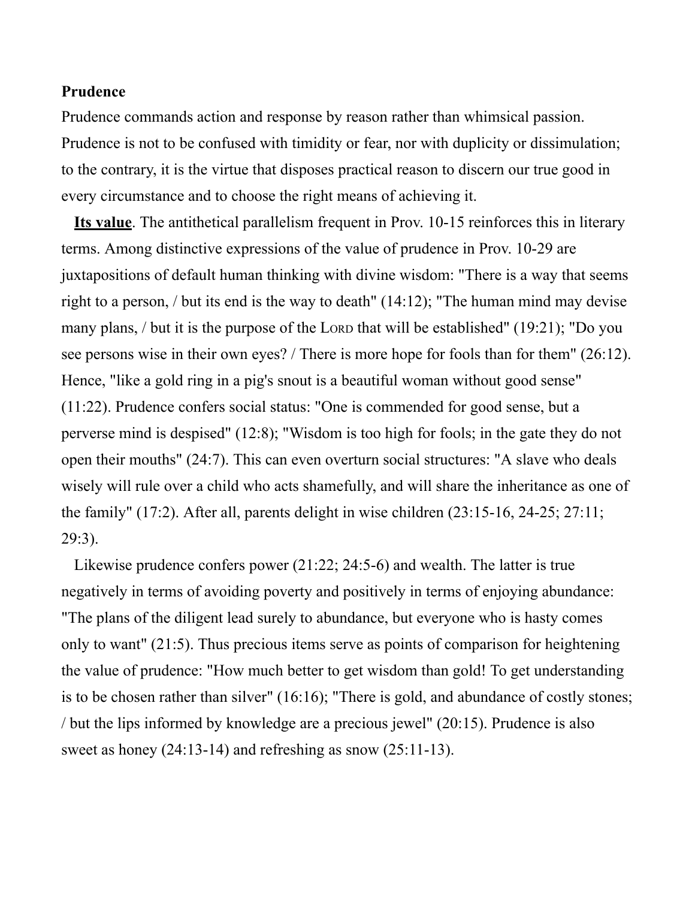**Prudence**

Prudence commands action and response by reason rather than whimsical passion. Prudence is not to be confused with timidity or fear, nor with duplicity or dissimulation; to the contrary, it is the virtue that disposes practical reason to discern our true good in every circumstance and to choose the right means of achieving it.

**Its value**. The antithetical parallelism frequent in Prov. 10-15 reinforces this in literary terms. Among distinctive expressions of the value of prudence in Prov. 10-29 are juxtapositions of default human thinking with divine wisdom: "There is a way that seems right to a person, / but its end is the way to death" (14:12); "The human mind may devise many plans, / but it is the purpose of the LORD that will be established" (19:21); "Do you see persons wise in their own eyes? / There is more hope for fools than for them" (26:12). Hence, "like a gold ring in a pig's snout is a beautiful woman without good sense" (11:22). Prudence confers social status: "One is commended for good sense, but a perverse mind is despised" (12:8); "Wisdom is too high for fools; in the gate they do not open their mouths" (24:7). This can even overturn social structures: "A slave who deals wisely will rule over a child who acts shamefully, and will share the inheritance as one of the family" (17:2). After all, parents delight in wise children (23:15-16, 24-25; 27:11; 29:3).

Likewise prudence confers power (21:22; 24:5-6) and wealth. The latter is true negatively in terms of avoiding poverty and positively in terms of enjoying abundance: "The plans of the diligent lead surely to abundance, but everyone who is hasty comes only to want" (21:5). Thus precious items serve as points of comparison for heightening the value of prudence: "How much better to get wisdom than gold! To get understanding is to be chosen rather than silver" (16:16); "There is gold, and abundance of costly stones; / but the lips informed by knowledge are a precious jewel" (20:15). Prudence is also sweet as honey (24:13-14) and refreshing as snow (25:11-13).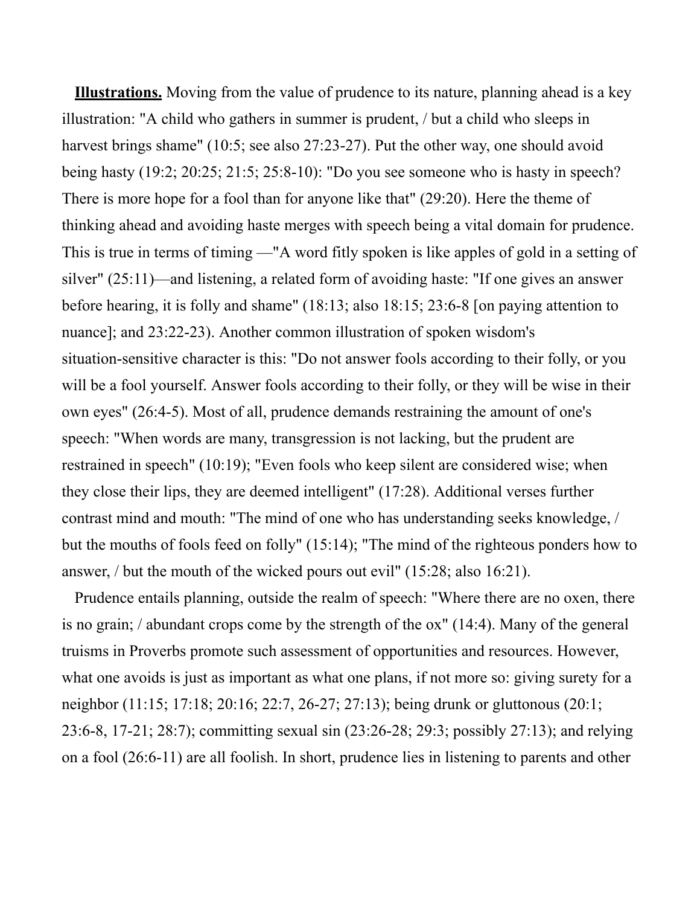**Illustrations.** Moving from the value of prudence to its nature, planning ahead is a key illustration: "A child who gathers in summer is prudent, / but a child who sleeps in harvest brings shame" (10:5; see also 27:23-27). Put the other way, one should avoid being hasty (19:2; 20:25; 21:5; 25:8-10): "Do you see someone who is hasty in speech? There is more hope for a fool than for anyone like that" (29:20). Here the theme of thinking ahead and avoiding haste merges with speech being a vital domain for prudence. This is true in terms of timing —"A word fitly spoken is like apples of gold in a setting of silver" (25:11)—and listening, a related form of avoiding haste: "If one gives an answer before hearing, it is folly and shame" (18:13; also 18:15; 23:6-8 [on paying attention to nuance]; and 23:22-23). Another common illustration of spoken wisdom's situation-sensitive character is this: "Do not answer fools according to their folly, or you will be a fool yourself. Answer fools according to their folly, or they will be wise in their own eyes" (26:4-5). Most of all, prudence demands restraining the amount of one's speech: "When words are many, transgression is not lacking, but the prudent are restrained in speech" (10:19); "Even fools who keep silent are considered wise; when they close their lips, they are deemed intelligent" (17:28). Additional verses further contrast mind and mouth: "The mind of one who has understanding seeks knowledge, / but the mouths of fools feed on folly" (15:14); "The mind of the righteous ponders how to answer, / but the mouth of the wicked pours out evil" (15:28; also 16:21).

Prudence entails planning, outside the realm of speech: "Where there are no oxen, there is no grain; / abundant crops come by the strength of the ox" (14:4). Many of the general truisms in Proverbs promote such assessment of opportunities and resources. However, what one avoids is just as important as what one plans, if not more so: giving surety for a neighbor (11:15; 17:18; 20:16; 22:7, 26-27; 27:13); being drunk or gluttonous (20:1; 23:6-8, 17-21; 28:7); committing sexual sin (23:26-28; 29:3; possibly 27:13); and relying on a fool (26:6-11) are all foolish. In short, prudence lies in listening to parents and other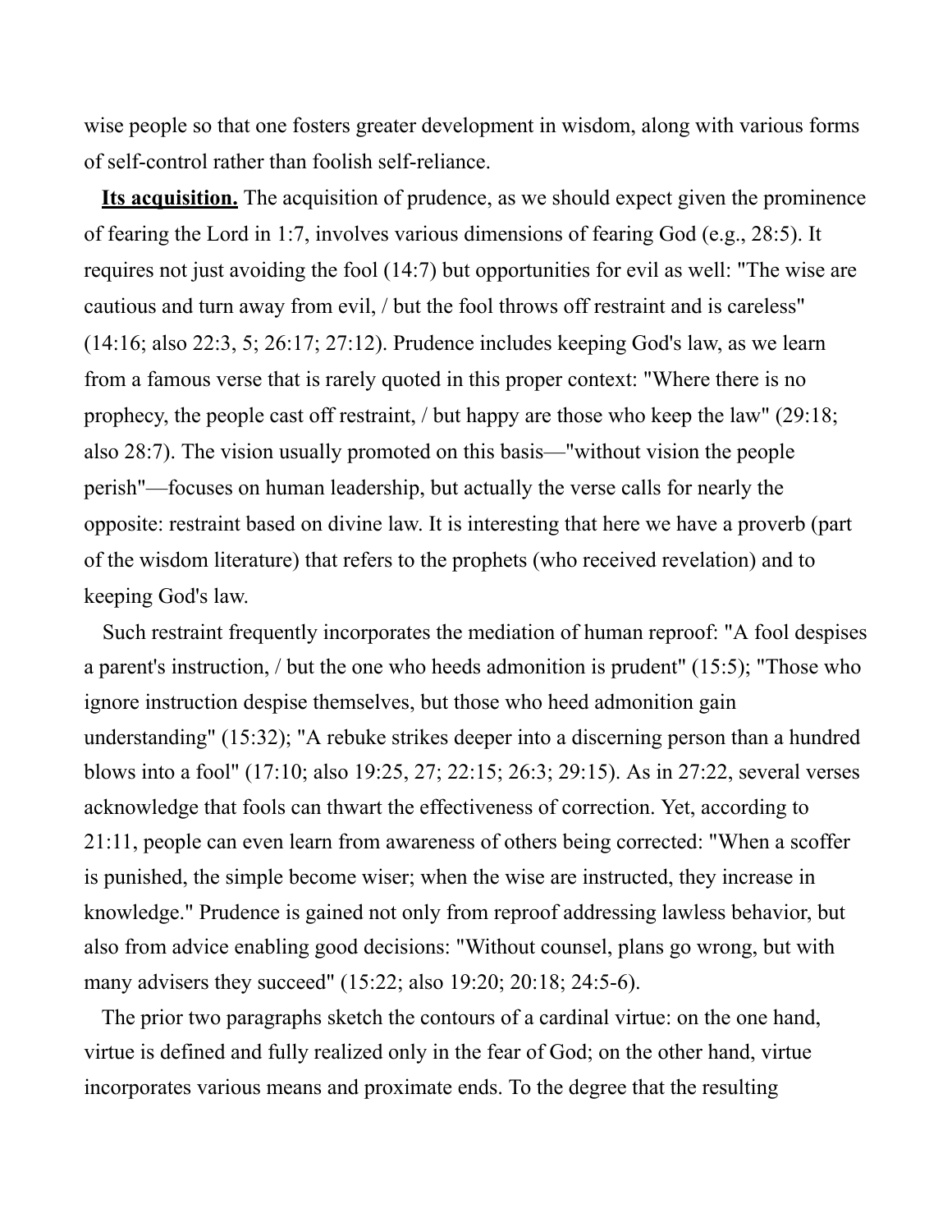wise people so that one fosters greater development in wisdom, along with various forms of self-control rather than foolish self-reliance.

**Its acquisition.** The acquisition of prudence, as we should expect given the prominence of fearing the Lord in 1:7, involves various dimensions of fearing God (e.g., 28:5). It requires not just avoiding the fool (14:7) but opportunities for evil as well: "The wise are cautious and turn away from evil, / but the fool throws off restraint and is careless" (14:16; also 22:3, 5; 26:17; 27:12). Prudence includes keeping God's law, as we learn from a famous verse that is rarely quoted in this proper context: "Where there is no prophecy, the people cast off restraint, / but happy are those who keep the law" (29:18; also 28:7). The vision usually promoted on this basis—"without vision the people perish"—focuses on human leadership, but actually the verse calls for nearly the opposite: restraint based on divine law. It is interesting that here we have a proverb (part of the wisdom literature) that refers to the prophets (who received revelation) and to keeping God's law.

Such restraint frequently incorporates the mediation of human reproof: "A fool despises a parent's instruction, / but the one who heeds admonition is prudent" (15:5); "Those who ignore instruction despise themselves, but those who heed admonition gain understanding" (15:32); "A rebuke strikes deeper into a discerning person than a hundred blows into a fool" (17:10; also 19:25, 27; 22:15; 26:3; 29:15). As in 27:22, several verses acknowledge that fools can thwart the effectiveness of correction. Yet, according to 21:11, people can even learn from awareness of others being corrected: "When a scoffer is punished, the simple become wiser; when the wise are instructed, they increase in knowledge." Prudence is gained not only from reproof addressing lawless behavior, but also from advice enabling good decisions: "Without counsel, plans go wrong, but with many advisers they succeed" (15:22; also 19:20; 20:18; 24:5-6).

The prior two paragraphs sketch the contours of a cardinal virtue: on the one hand, virtue is defined and fully realized only in the fear of God; on the other hand, virtue incorporates various means and proximate ends. To the degree that the resulting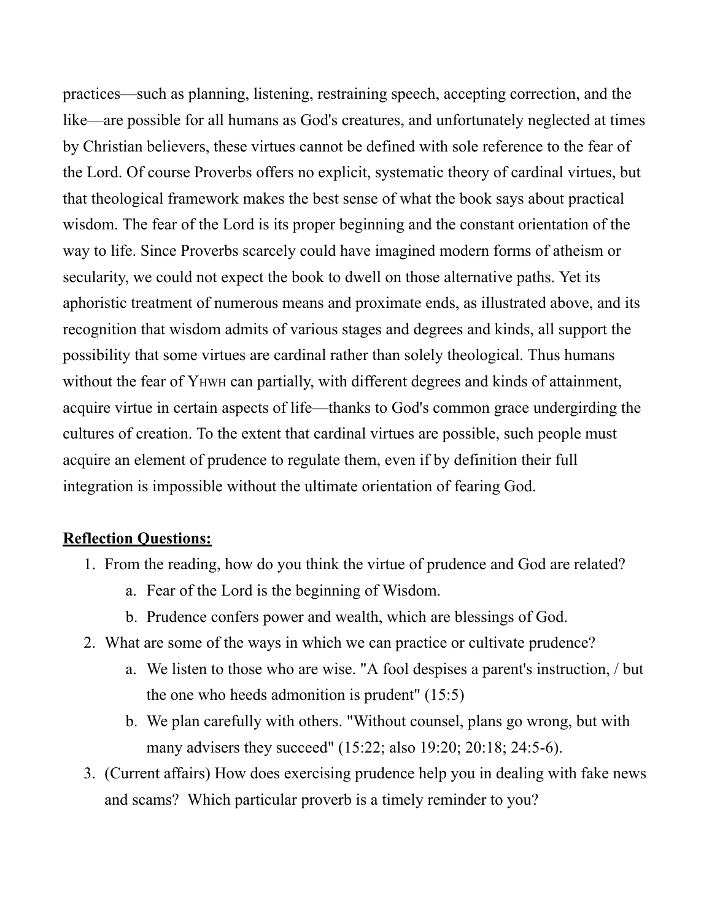practices—such as planning, listening, restraining speech, accepting correction, and the like—are possible for all humans as God's creatures, and unfortunately neglected at times by Christian believers, these virtues cannot be defined with sole reference to the fear of the Lord. Of course Proverbs offers no explicit, systematic theory of cardinal virtues, but that theological framework makes the best sense of what the book says about practical wisdom. The fear of the Lord is its proper beginning and the constant orientation of the way to life. Since Proverbs scarcely could have imagined modern forms of atheism or secularity, we could not expect the book to dwell on those alternative paths. Yet its aphoristic treatment of numerous means and proximate ends, as illustrated above, and its recognition that wisdom admits of various stages and degrees and kinds, all support the possibility that some virtues are cardinal rather than solely theological. Thus humans without the fear of YHWH can partially, with different degrees and kinds of attainment, acquire virtue in certain aspects of life—thanks to God's common grace undergirding the cultures of creation. To the extent that cardinal virtues are possible, such people must acquire an element of prudence to regulate them, even if by definition their full integration is impossible without the ultimate orientation of fearing God.

**Reflection Questions:**

1. From the reading, how do you think the virtue of prudence and God are related?
   a. Fear of the Lord is the beginning of Wisdom.
   b. Prudence confers power and wealth, which are blessings of God.
2. What are some of the ways in which we can practice or cultivate prudence?
   a. We listen to those who are wise. "A fool despises a parent's instruction, / but the one who heeds admonition is prudent" (15:5)
   b. We plan carefully with others. "Without counsel, plans go wrong, but with many advisers they succeed" (15:22; also 19:20; 20:18; 24:5-6).
3. (Current affairs) How does exercising prudence help you in dealing with fake news and scams? Which particular proverb is a timely reminder to you?